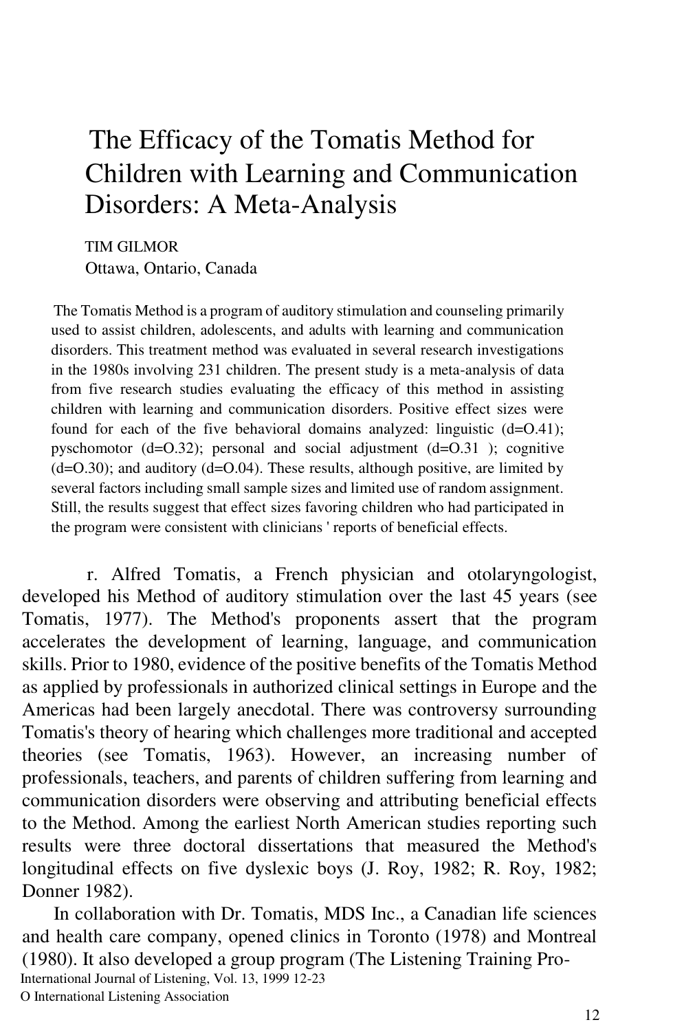# The Efficacy of the Tomatis Method for Children with Learning and Communication Disorders: A Meta-Analysis

TIM GILMOR
Ottawa, Ontario, Canada

The Tomatis Method is a program of auditory stimulation and counseling primarily used to assist children, adolescents, and adults with learning and communication disorders. This treatment method was evaluated in several research investigations in the 1980s involving 231 children. The present study is a meta-analysis of data from five research studies evaluating the efficacy of this method in assisting children with learning and communication disorders. Positive effect sizes were found for each of the five behavioral domains analyzed: linguistic (d=O.41); pyschomotor (d=O.32); personal and social adjustment (d=O.31 ); cognitive (d=O.30); and auditory (d=O.04). These results, although positive, are limited by several factors including small sample sizes and limited use of random assignment. Still, the results suggest that effect sizes favoring children who had participated in the program were consistent with clinicians ' reports of beneficial effects.

r. Alfred Tomatis, a French physician and otolaryngologist, developed his Method of auditory stimulation over the last 45 years (see Tomatis, 1977). The Method's proponents assert that the program accelerates the development of learning, language, and communication skills. Prior to 1980, evidence of the positive benefits of the Tomatis Method as applied by professionals in authorized clinical settings in Europe and the Americas had been largely anecdotal. There was controversy surrounding Tomatis's theory of hearing which challenges more traditional and accepted theories (see Tomatis, 1963). However, an increasing number of professionals, teachers, and parents of children suffering from learning and communication disorders were observing and attributing beneficial effects to the Method. Among the earliest North American studies reporting such results were three doctoral dissertations that measured the Method's longitudinal effects on five dyslexic boys (J. Roy, 1982; R. Roy, 1982; Donner 1982).

In collaboration with Dr. Tomatis, MDS Inc., a Canadian life sciences and health care company, opened clinics in Toronto (1978) and Montreal (1980). It also developed a group program (The Listening Training Pro-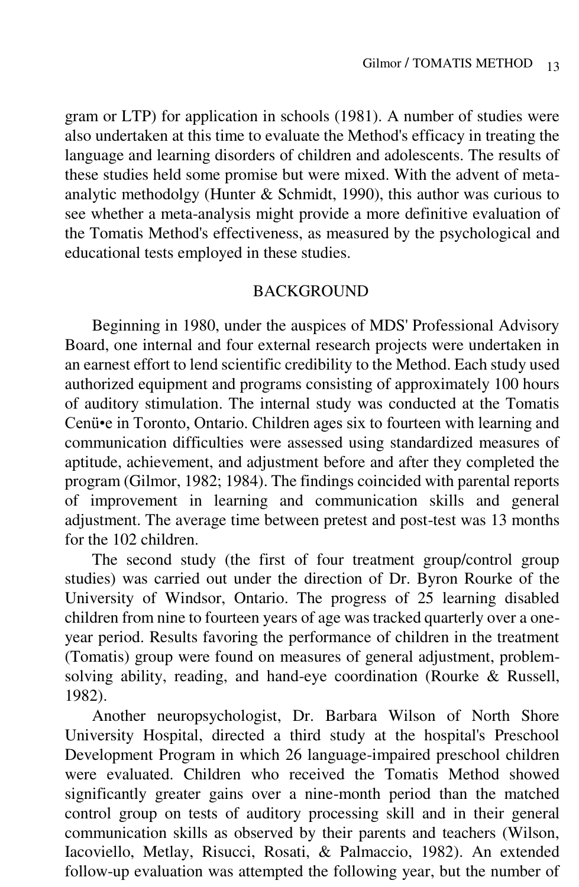gram or LTP) for application in schools (1981). A number of studies were also undertaken at this time to evaluate the Method's efficacy in treating the language and learning disorders of children and adolescents. The results of these studies held some promise but were mixed. With the advent of meta-analytic methodolgy (Hunter & Schmidt, 1990), this author was curious to see whether a meta-analysis might provide a more definitive evaluation of the Tomatis Method's effectiveness, as measured by the psychological and educational tests employed in these studies.

## BACKGROUND

Beginning in 1980, under the auspices of MDS' Professional Advisory Board, one internal and four external research projects were undertaken in an earnest effort to lend scientific credibility to the Method. Each study used authorized equipment and programs consisting of approximately 100 hours of auditory stimulation. The internal study was conducted at the Tomatis Cenü•e in Toronto, Ontario. Children ages six to fourteen with learning and communication difficulties were assessed using standardized measures of aptitude, achievement, and adjustment before and after they completed the program (Gilmor, 1982; 1984). The findings coincided with parental reports of improvement in learning and communication skills and general adjustment. The average time between pretest and post-test was 13 months for the 102 children.

The second study (the first of four treatment group/control group studies) was carried out under the direction of Dr. Byron Rourke of the University of Windsor, Ontario. The progress of 25 learning disabled children from nine to fourteen years of age was tracked quarterly over a one-year period. Results favoring the performance of children in the treatment (Tomatis) group were found on measures of general adjustment, problem-solving ability, reading, and hand-eye coordination (Rourke & Russell, 1982).

Another neuropsychologist, Dr. Barbara Wilson of North Shore University Hospital, directed a third study at the hospital's Preschool Development Program in which 26 language-impaired preschool children were evaluated. Children who received the Tomatis Method showed significantly greater gains over a nine-month period than the matched control group on tests of auditory processing skill and in their general communication skills as observed by their parents and teachers (Wilson, Iacoviello, Metlay, Risucci, Rosati, & Palmaccio, 1982). An extended follow-up evaluation was attempted the following year, but the number of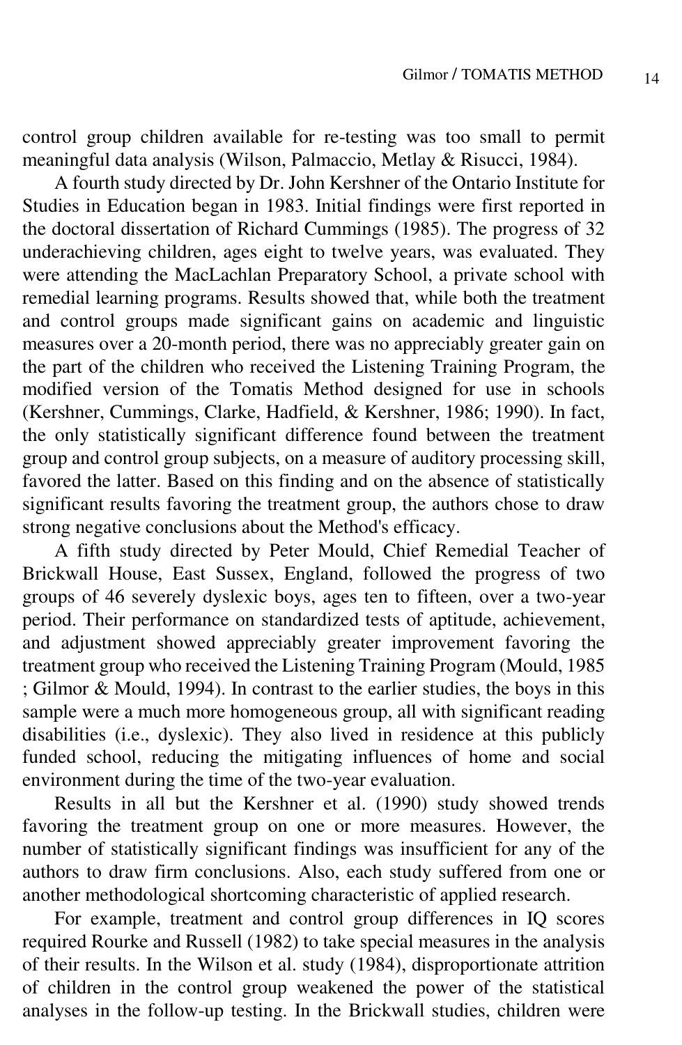control group children available for re-testing was too small to permit meaningful data analysis (Wilson, Palmaccio, Metlay & Risucci, 1984).

A fourth study directed by Dr. John Kershner of the Ontario Institute for Studies in Education began in 1983. Initial findings were first reported in the doctoral dissertation of Richard Cummings (1985). The progress of 32 underachieving children, ages eight to twelve years, was evaluated. They were attending the MacLachlan Preparatory School, a private school with remedial learning programs. Results showed that, while both the treatment and control groups made significant gains on academic and linguistic measures over a 20-month period, there was no appreciably greater gain on the part of the children who received the Listening Training Program, the modified version of the Tomatis Method designed for use in schools (Kershner, Cummings, Clarke, Hadfield, & Kershner, 1986; 1990). In fact, the only statistically significant difference found between the treatment group and control group subjects, on a measure of auditory processing skill, favored the latter. Based on this finding and on the absence of statistically significant results favoring the treatment group, the authors chose to draw strong negative conclusions about the Method's efficacy.

A fifth study directed by Peter Mould, Chief Remedial Teacher of Brickwall House, East Sussex, England, followed the progress of two groups of 46 severely dyslexic boys, ages ten to fifteen, over a two-year period. Their performance on standardized tests of aptitude, achievement, and adjustment showed appreciably greater improvement favoring the treatment group who received the Listening Training Program (Mould, 1985 ; Gilmor & Mould, 1994). In contrast to the earlier studies, the boys in this sample were a much more homogeneous group, all with significant reading disabilities (i.e., dyslexic). They also lived in residence at this publicly funded school, reducing the mitigating influences of home and social environment during the time of the two-year evaluation.

Results in all but the Kershner et al. (1990) study showed trends favoring the treatment group on one or more measures. However, the number of statistically significant findings was insufficient for any of the authors to draw firm conclusions. Also, each study suffered from one or another methodological shortcoming characteristic of applied research.

For example, treatment and control group differences in IQ scores required Rourke and Russell (1982) to take special measures in the analysis of their results. In the Wilson et al. study (1984), disproportionate attrition of children in the control group weakened the power of the statistical analyses in the follow-up testing. In the Brickwall studies, children were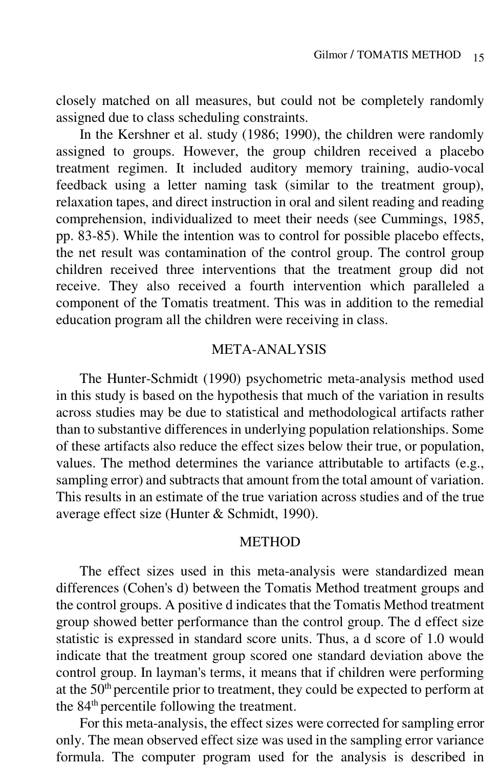closely matched on all measures, but could not be completely randomly assigned due to class scheduling constraints.

In the Kershner et al. study (1986; 1990), the children were randomly assigned to groups. However, the group children received a placebo treatment regimen. It included auditory memory training, audio-vocal feedback using a letter naming task (similar to the treatment group), relaxation tapes, and direct instruction in oral and silent reading and reading comprehension, individualized to meet their needs (see Cummings, 1985, pp. 83-85). While the intention was to control for possible placebo effects, the net result was contamination of the control group. The control group children received three interventions that the treatment group did not receive. They also received a fourth intervention which paralleled a component of the Tomatis treatment. This was in addition to the remedial education program all the children were receiving in class.

## META-ANALYSIS

The Hunter-Schmidt (1990) psychometric meta-analysis method used in this study is based on the hypothesis that much of the variation in results across studies may be due to statistical and methodological artifacts rather than to substantive differences in underlying population relationships. Some of these artifacts also reduce the effect sizes below their true, or population, values. The method determines the variance attributable to artifacts (e.g., sampling error) and subtracts that amount from the total amount of variation. This results in an estimate of the true variation across studies and of the true average effect size (Hunter & Schmidt, 1990).

## METHOD

The effect sizes used in this meta-analysis were standardized mean differences (Cohen's d) between the Tomatis Method treatment groups and the control groups. A positive d indicates that the Tomatis Method treatment group showed better performance than the control group. The d effect size statistic is expressed in standard score units. Thus, a d score of 1.0 would indicate that the treatment group scored one standard deviation above the control group. In layman's terms, it means that if children were performing at the 50th percentile prior to treatment, they could be expected to perform at the 84th percentile following the treatment.

For this meta-analysis, the effect sizes were corrected for sampling error only. The mean observed effect size was used in the sampling error variance formula. The computer program used for the analysis is described in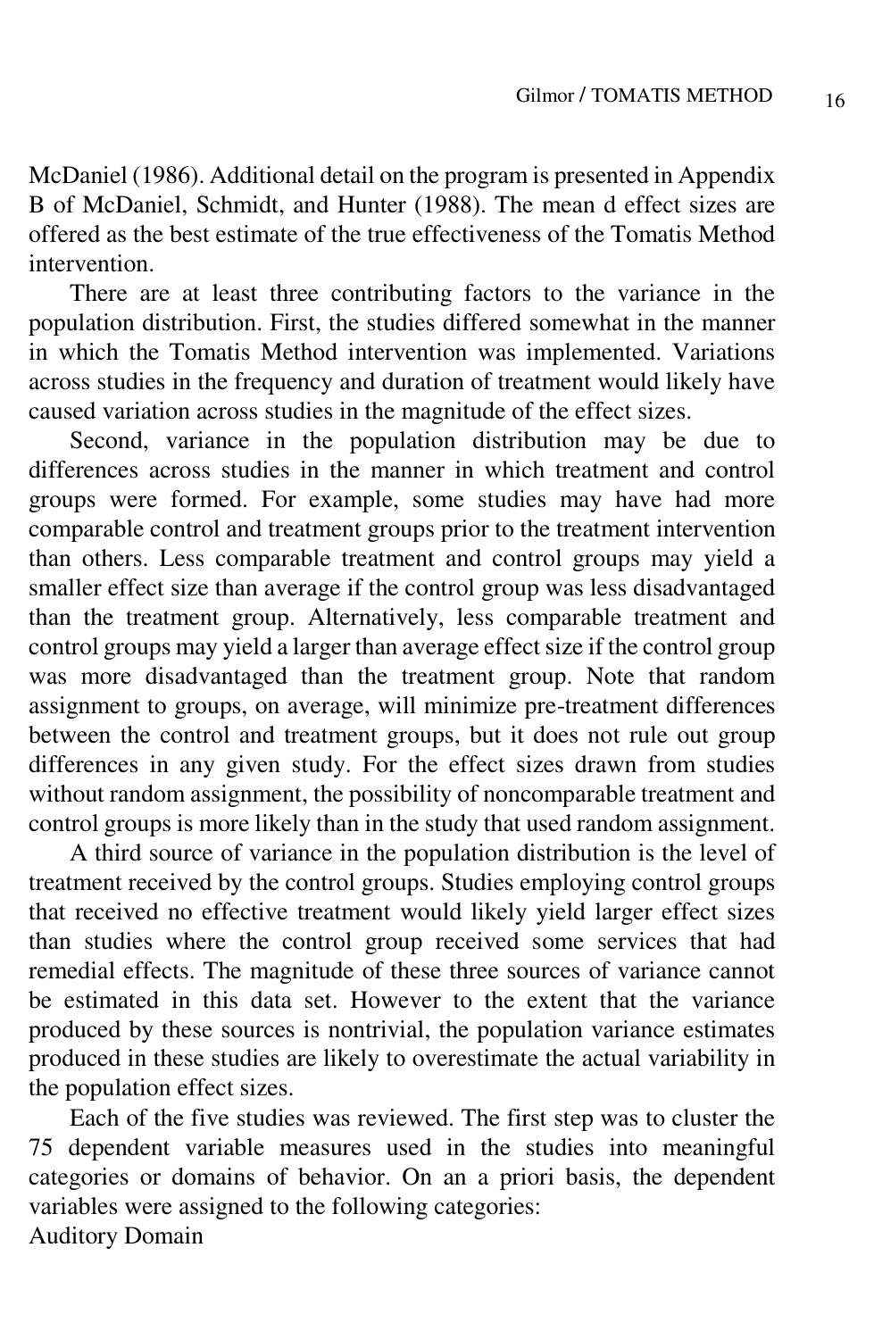McDaniel (1986). Additional detail on the program is presented in Appendix B of McDaniel, Schmidt, and Hunter (1988). The mean d effect sizes are offered as the best estimate of the true effectiveness of the Tomatis Method intervention.

There are at least three contributing factors to the variance in the population distribution. First, the studies differed somewhat in the manner in which the Tomatis Method intervention was implemented. Variations across studies in the frequency and duration of treatment would likely have caused variation across studies in the magnitude of the effect sizes.

Second, variance in the population distribution may be due to differences across studies in the manner in which treatment and control groups were formed. For example, some studies may have had more comparable control and treatment groups prior to the treatment intervention than others. Less comparable treatment and control groups may yield a smaller effect size than average if the control group was less disadvantaged than the treatment group. Alternatively, less comparable treatment and control groups may yield a larger than average effect size if the control group was more disadvantaged than the treatment group. Note that random assignment to groups, on average, will minimize pre-treatment differences between the control and treatment groups, but it does not rule out group differences in any given study. For the effect sizes drawn from studies without random assignment, the possibility of noncomparable treatment and control groups is more likely than in the study that used random assignment.

A third source of variance in the population distribution is the level of treatment received by the control groups. Studies employing control groups that received no effective treatment would likely yield larger effect sizes than studies where the control group received some services that had remedial effects. The magnitude of these three sources of variance cannot be estimated in this data set. However to the extent that the variance produced by these sources is nontrivial, the population variance estimates produced in these studies are likely to overestimate the actual variability in the population effect sizes.

Each of the five studies was reviewed. The first step was to cluster the 75 dependent variable measures used in the studies into meaningful categories or domains of behavior. On an a priori basis, the dependent variables were assigned to the following categories:

Auditory Domain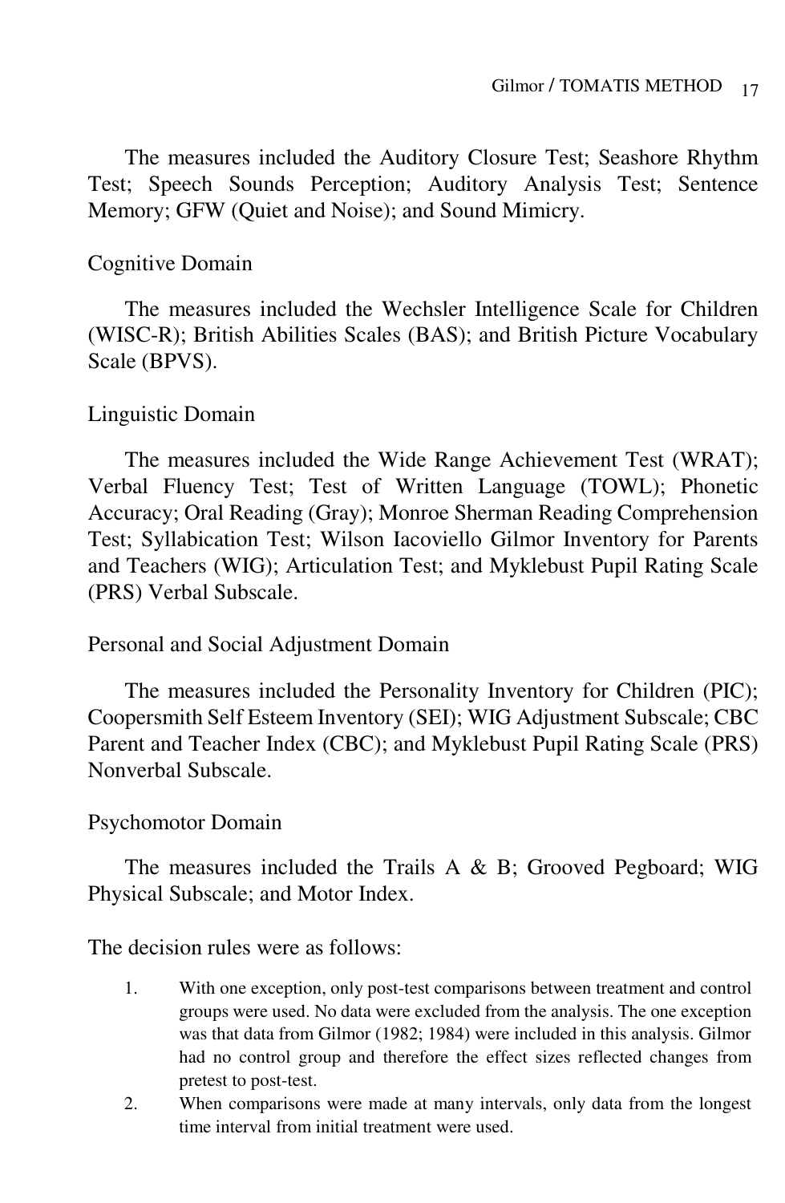The measures included the Auditory Closure Test; Seashore Rhythm Test; Speech Sounds Perception; Auditory Analysis Test; Sentence Memory; GFW (Quiet and Noise); and Sound Mimicry.

### Cognitive Domain

The measures included the Wechsler Intelligence Scale for Children (WISC-R); British Abilities Scales (BAS); and British Picture Vocabulary Scale (BPVS).

### Linguistic Domain

The measures included the Wide Range Achievement Test (WRAT); Verbal Fluency Test; Test of Written Language (TOWL); Phonetic Accuracy; Oral Reading (Gray); Monroe Sherman Reading Comprehension Test; Syllabication Test; Wilson Iacoviello Gilmor Inventory for Parents and Teachers (WIG); Articulation Test; and Myklebust Pupil Rating Scale (PRS) Verbal Subscale.

### Personal and Social Adjustment Domain

The measures included the Personality Inventory for Children (PIC); Coopersmith Self Esteem Inventory (SEI); WIG Adjustment Subscale; CBC Parent and Teacher Index (CBC); and Myklebust Pupil Rating Scale (PRS) Nonverbal Subscale.

### Psychomotor Domain

The measures included the Trails A & B; Grooved Pegboard; WIG Physical Subscale; and Motor Index.

The decision rules were as follows:

1. With one exception, only post-test comparisons between treatment and control groups were used. No data were excluded from the analysis. The one exception was that data from Gilmor (1982; 1984) were included in this analysis. Gilmor had no control group and therefore the effect sizes reflected changes from pretest to post-test.
2. When comparisons were made at many intervals, only data from the longest time interval from initial treatment were used.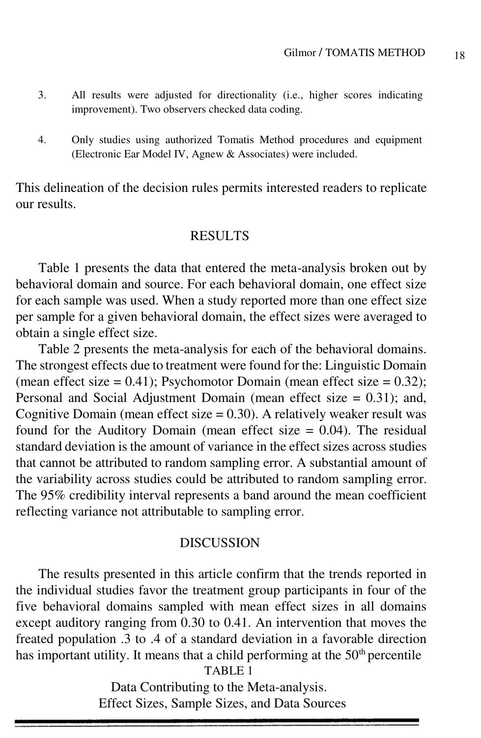3. All results were adjusted for directionality (i.e., higher scores indicating improvement). Two observers checked data coding.

4. Only studies using authorized Tomatis Method procedures and equipment (Electronic Ear Model IV, Agnew & Associates) were included.

This delineation of the decision rules permits interested readers to replicate our results.

## RESULTS

Table 1 presents the data that entered the meta-analysis broken out by behavioral domain and source. For each behavioral domain, one effect size for each sample was used. When a study reported more than one effect size per sample for a given behavioral domain, the effect sizes were averaged to obtain a single effect size.

Table 2 presents the meta-analysis for each of the behavioral domains. The strongest effects due to treatment were found for the: Linguistic Domain (mean effect size = 0.41); Psychomotor Domain (mean effect size = 0.32); Personal and Social Adjustment Domain (mean effect size = 0.31); and, Cognitive Domain (mean effect size = 0.30). A relatively weaker result was found for the Auditory Domain (mean effect size = 0.04). The residual standard deviation is the amount of variance in the effect sizes across studies that cannot be attributed to random sampling error. A substantial amount of the variability across studies could be attributed to random sampling error. The 95% credibility interval represents a band around the mean coefficient reflecting variance not attributable to sampling error.

## DISCUSSION

The results presented in this article confirm that the trends reported in the individual studies favor the treatment group participants in four of the five behavioral domains sampled with mean effect sizes in all domains except auditory ranging from 0.30 to 0.41. An intervention that moves the freated population .3 to .4 of a standard deviation in a favorable direction has important utility. It means that a child performing at the 50th percentile

TABLE 1

Data Contributing to the Meta-analysis.
Effect Sizes, Sample Sizes, and Data Sources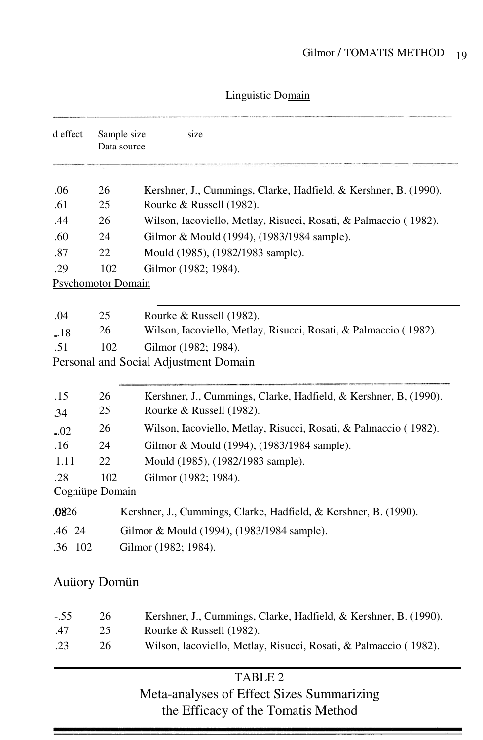Linguistic Domain

| d effect | Sample size | Data source |
|---|---|---|
| .06 | 26 | Kershner, J., Cummings, Clarke, Hadfield, & Kershner, B. (1990). |
| .61 | 25 | Rourke & Russell (1982). |
| .44 | 26 | Wilson, Iacoviello, Metlay, Risucci, Rosati, & Palmaccio ( 1982). |
| .60 | 24 | Gilmor & Mould (1994), (1983/1984 sample). |
| .87 | 22 | Mould (1985), (1982/1983 sample). |
| .29 | 102 | Gilmor (1982; 1984). |

Psychomotor Domain

| d effect | Sample size | Data source |
|---|---|---|
| .04 | 25 | Rourke & Russell (1982). |
| -.18 | 26 | Wilson, Iacoviello, Metlay, Risucci, Rosati, & Palmaccio ( 1982). |
| .51 | 102 | Gilmor (1982; 1984). |

Personal and Social Adjustment Domain

| d effect | Sample size | Data source |
|---|---|---|
| .15 | 26 | Kershner, J., Cummings, Clarke, Hadfield, & Kershner, B, (1990). |
| .34 | 25 | Rourke & Russell (1982). |
| -.02 | 26 | Wilson, Iacoviello, Metlay, Risucci, Rosati, & Palmaccio ( 1982). |
| .16 | 24 | Gilmor & Mould (1994), (1983/1984 sample). |
| 1.11 | 22 | Mould (1985), (1982/1983 sample). |
| .28 | 102 | Gilmor (1982; 1984). |

Cogniüpe Domain

| d effect | Sample size | Data source |
|---|---|---|
| .08 | 26 | Kershner, J., Cummings, Clarke, Hadfield, & Kershner, B. (1990). |
| .46 | 24 | Gilmor & Mould (1994), (1983/1984 sample). |
| .36 | 102 | Gilmor (1982; 1984). |

Auüory Domün

| d effect | Sample size | Data source |
|---|---|---|
| -.55 | 26 | Kershner, J., Cummings, Clarke, Hadfield, & Kershner, B. (1990). |
| .47 | 25 | Rourke & Russell (1982). |
| .23 | 26 | Wilson, Iacoviello, Metlay, Risucci, Rosati, & Palmaccio ( 1982). |

TABLE 2
Meta-analyses of Effect Sizes Summarizing the Efficacy of the Tomatis Method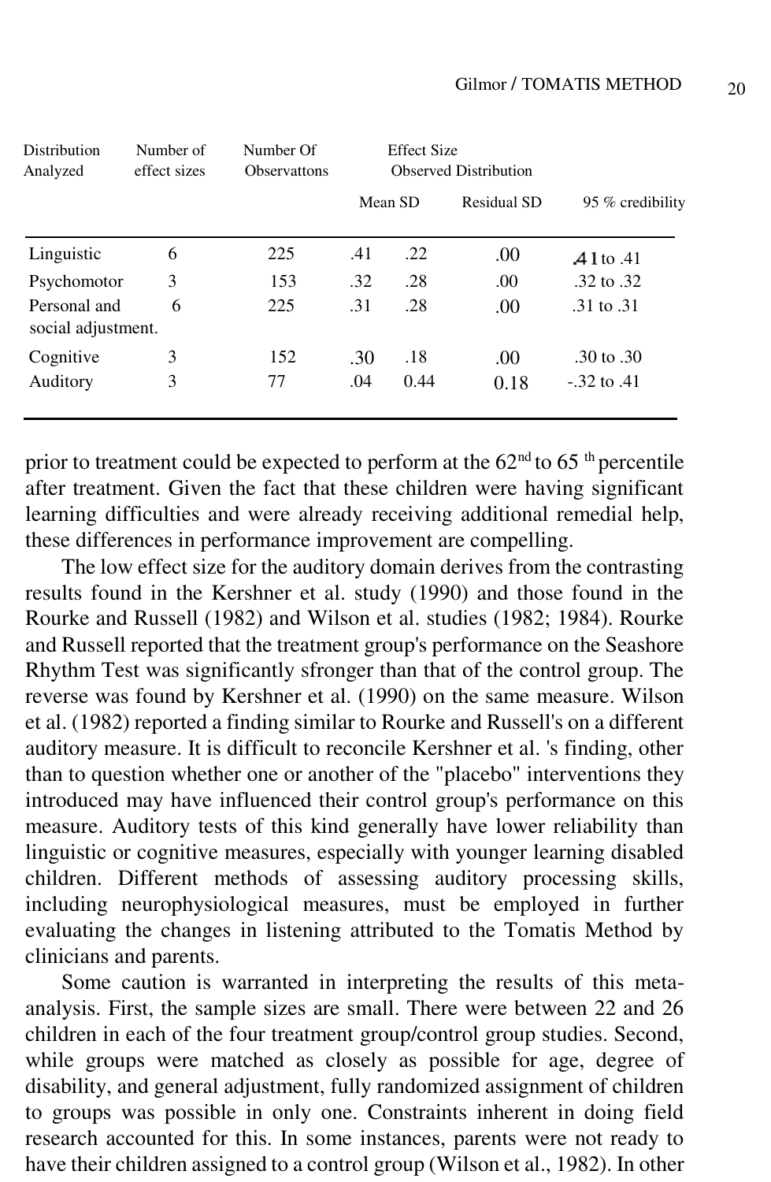| Distribution Analyzed | Number of effect sizes | Number Of Observattons | Effect Size Observed Distribution | | | |
|---|---|---|---|---|---|---|
| | | | Mean | SD | Residual SD | 95 % credibility |
| Linguistic | 6 | 225 | .41 | .22 | .00 | .41 to .41 |
| Psychomotor | 3 | 153 | .32 | .28 | .00 | .32 to .32 |
| Personal and social adjustment. | 6 | 225 | .31 | .28 | .00 | .31 to .31 |
| Cognitive | 3 | 152 | .30 | .18 | .00 | .30 to .30 |
| Auditory | 3 | 77 | .04 | 0.44 | 0.18 | -.32 to .41 |

prior to treatment could be expected to perform at the 62nd to 65 th percentile after treatment. Given the fact that these children were having significant learning difficulties and were already receiving additional remedial help, these differences in performance improvement are compelling.

The low effect size for the auditory domain derives from the contrasting results found in the Kershner et al. study (1990) and those found in the Rourke and Russell (1982) and Wilson et al. studies (1982; 1984). Rourke and Russell reported that the treatment group's performance on the Seashore Rhythm Test was significantly sfronger than that of the control group. The reverse was found by Kershner et al. (1990) on the same measure. Wilson et al. (1982) reported a finding similar to Rourke and Russell's on a different auditory measure. It is difficult to reconcile Kershner et al. 's finding, other than to question whether one or another of the "placebo" interventions they introduced may have influenced their control group's performance on this measure. Auditory tests of this kind generally have lower reliability than linguistic or cognitive measures, especially with younger learning disabled children. Different methods of assessing auditory processing skills, including neurophysiological measures, must be employed in further evaluating the changes in listening attributed to the Tomatis Method by clinicians and parents.

Some caution is warranted in interpreting the results of this meta-analysis. First, the sample sizes are small. There were between 22 and 26 children in each of the four treatment group/control group studies. Second, while groups were matched as closely as possible for age, degree of disability, and general adjustment, fully randomized assignment of children to groups was possible in only one. Constraints inherent in doing field research accounted for this. In some instances, parents were not ready to have their children assigned to a control group (Wilson et al., 1982). In other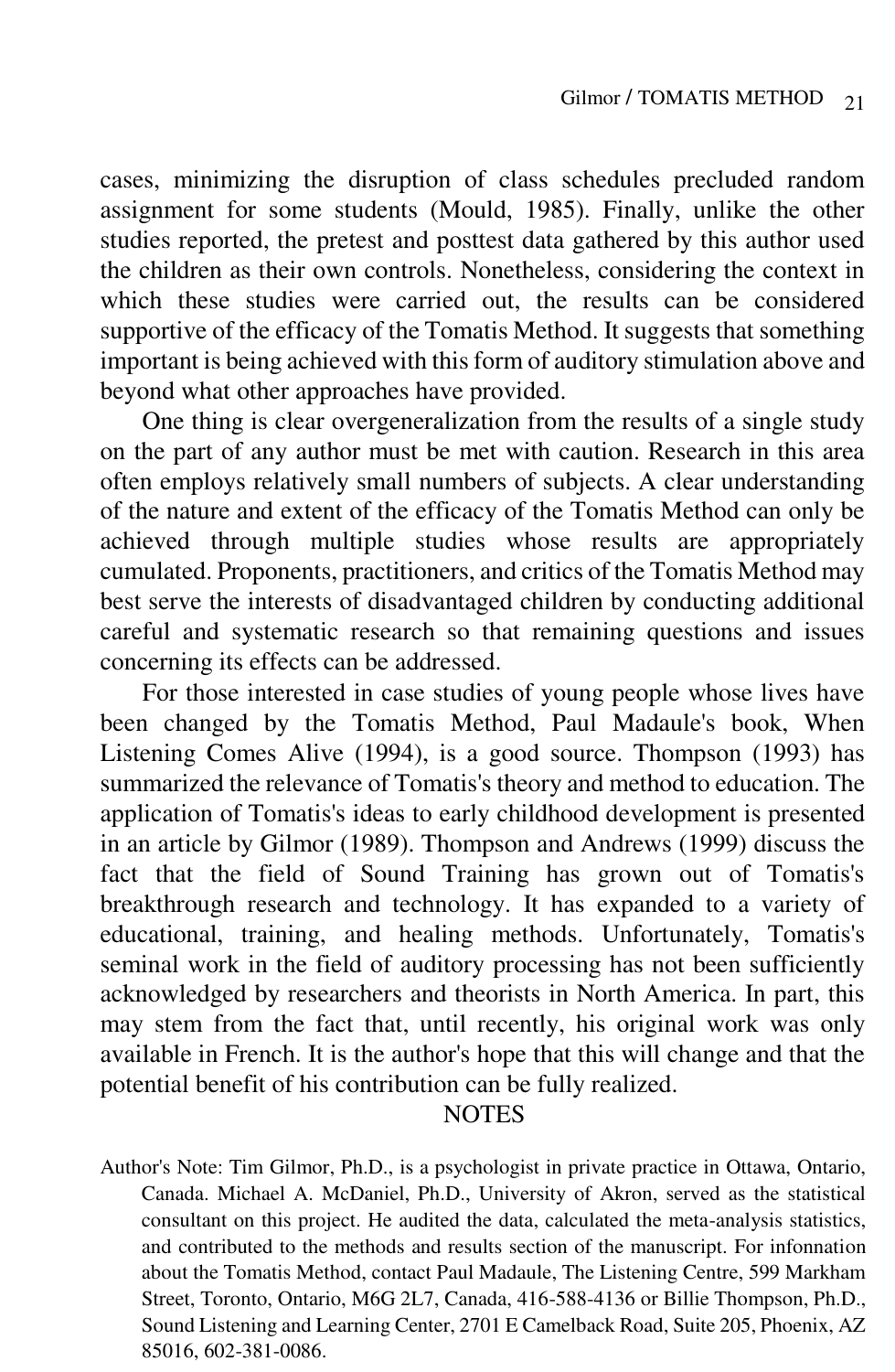cases, minimizing the disruption of class schedules precluded random assignment for some students (Mould, 1985). Finally, unlike the other studies reported, the pretest and posttest data gathered by this author used the children as their own controls. Nonetheless, considering the context in which these studies were carried out, the results can be considered supportive of the efficacy of the Tomatis Method. It suggests that something important is being achieved with this form of auditory stimulation above and beyond what other approaches have provided.

One thing is clear overgeneralization from the results of a single study on the part of any author must be met with caution. Research in this area often employs relatively small numbers of subjects. A clear understanding of the nature and extent of the efficacy of the Tomatis Method can only be achieved through multiple studies whose results are appropriately cumulated. Proponents, practitioners, and critics of the Tomatis Method may best serve the interests of disadvantaged children by conducting additional careful and systematic research so that remaining questions and issues concerning its effects can be addressed.

For those interested in case studies of young people whose lives have been changed by the Tomatis Method, Paul Madaule's book, When Listening Comes Alive (1994), is a good source. Thompson (1993) has summarized the relevance of Tomatis's theory and method to education. The application of Tomatis's ideas to early childhood development is presented in an article by Gilmor (1989). Thompson and Andrews (1999) discuss the fact that the field of Sound Training has grown out of Tomatis's breakthrough research and technology. It has expanded to a variety of educational, training, and healing methods. Unfortunately, Tomatis's seminal work in the field of auditory processing has not been sufficiently acknowledged by researchers and theorists in North America. In part, this may stem from the fact that, until recently, his original work was only available in French. It is the author's hope that this will change and that the potential benefit of his contribution can be fully realized.

## NOTES

Author's Note: Tim Gilmor, Ph.D., is a psychologist in private practice in Ottawa, Ontario, Canada. Michael A. McDaniel, Ph.D., University of Akron, served as the statistical consultant on this project. He audited the data, calculated the meta-analysis statistics, and contributed to the methods and results section of the manuscript. For infonnation about the Tomatis Method, contact Paul Madaule, The Listening Centre, 599 Markham Street, Toronto, Ontario, M6G 2L7, Canada, 416-588-4136 or Billie Thompson, Ph.D., Sound Listening and Learning Center, 2701 E Camelback Road, Suite 205, Phoenix, AZ 85016, 602-381-0086.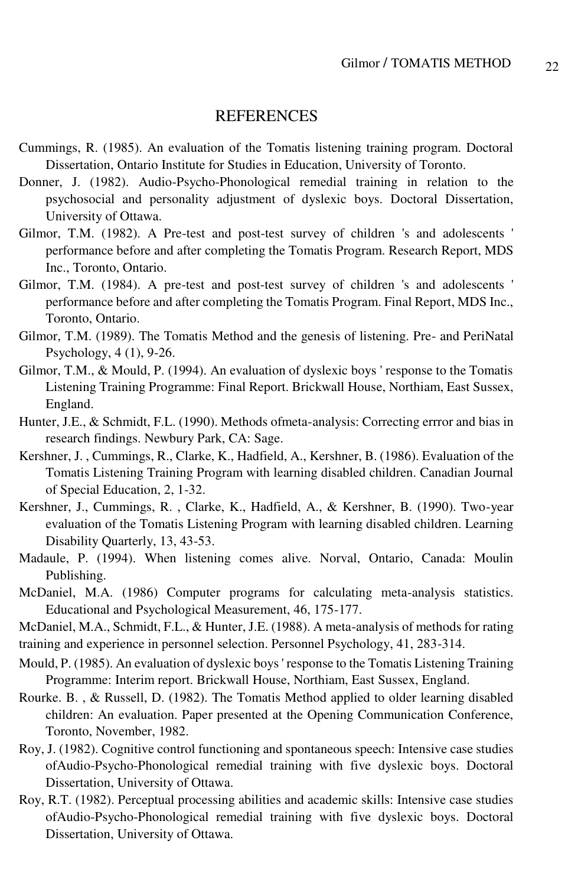# REFERENCES

Cummings, R. (1985). An evaluation of the Tomatis listening training program. Doctoral Dissertation, Ontario Institute for Studies in Education, University of Toronto.

Donner, J. (1982). Audio-Psycho-Phonological remedial training in relation to the psychosocial and personality adjustment of dyslexic boys. Doctoral Dissertation, University of Ottawa.

Gilmor, T.M. (1982). A Pre-test and post-test survey of children 's and adolescents ' performance before and after completing the Tomatis Program. Research Report, MDS Inc., Toronto, Ontario.

Gilmor, T.M. (1984). A pre-test and post-test survey of children 's and adolescents ' performance before and after completing the Tomatis Program. Final Report, MDS Inc., Toronto, Ontario.

Gilmor, T.M. (1989). The Tomatis Method and the genesis of listening. Pre- and PeriNatal Psychology, 4 (1), 9-26.

Gilmor, T.M., & Mould, P. (1994). An evaluation of dyslexic boys ' response to the Tomatis Listening Training Programme: Final Report. Brickwall House, Northiam, East Sussex, England.

Hunter, J.E., & Schmidt, F.L. (1990). Methods ofmeta-analysis: Correcting errror and bias in research findings. Newbury Park, CA: Sage.

Kershner, J. , Cummings, R., Clarke, K., Hadfield, A., Kershner, B. (1986). Evaluation of the Tomatis Listening Training Program with learning disabled children. Canadian Journal of Special Education, 2, 1-32.

Kershner, J., Cummings, R. , Clarke, K., Hadfield, A., & Kershner, B. (1990). Two-year evaluation of the Tomatis Listening Program with learning disabled children. Learning Disability Quarterly, 13, 43-53.

Madaule, P. (1994). When listening comes alive. Norval, Ontario, Canada: Moulin Publishing.

McDaniel, M.A. (1986) Computer programs for calculating meta-analysis statistics. Educational and Psychological Measurement, 46, 175-177.

McDaniel, M.A., Schmidt, F.L., & Hunter, J.E. (1988). A meta-analysis of methods for rating training and experience in personnel selection. Personnel Psychology, 41, 283-314.

Mould, P. (1985). An evaluation of dyslexic boys ' response to the Tomatis Listening Training Programme: Interim report. Brickwall House, Northiam, East Sussex, England.

Rourke. B. , & Russell, D. (1982). The Tomatis Method applied to older learning disabled children: An evaluation. Paper presented at the Opening Communication Conference, Toronto, November, 1982.

Roy, J. (1982). Cognitive control functioning and spontaneous speech: Intensive case studies ofAudio-Psycho-Phonological remedial training with five dyslexic boys. Doctoral Dissertation, University of Ottawa.

Roy, R.T. (1982). Perceptual processing abilities and academic skills: Intensive case studies ofAudio-Psycho-Phonological remedial training with five dyslexic boys. Doctoral Dissertation, University of Ottawa.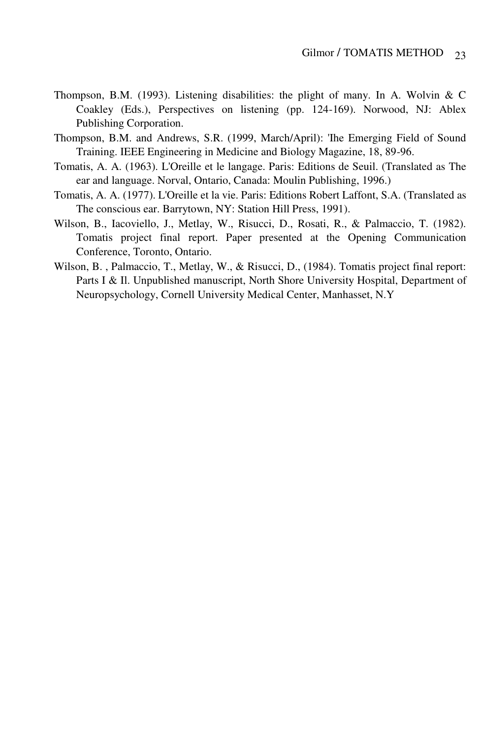Thompson, B.M. (1993). Listening disabilities: the plight of many. In A. Wolvin & C Coakley (Eds.), Perspectives on listening (pp. 124-169). Norwood, NJ: Ablex Publishing Corporation.

Thompson, B.M. and Andrews, S.R. (1999, March/April): 'Ihe Emerging Field of Sound Training. IEEE Engineering in Medicine and Biology Magazine, 18, 89-96.

Tomatis, A. A. (1963). L'Oreille et le langage. Paris: Editions de Seuil. (Translated as The ear and language. Norval, Ontario, Canada: Moulin Publishing, 1996.)

Tomatis, A. A. (1977). L'Oreille et la vie. Paris: Editions Robert Laffont, S.A. (Translated as The conscious ear. Barrytown, NY: Station Hill Press, 1991).

Wilson, B., Iacoviello, J., Metlay, W., Risucci, D., Rosati, R., & Palmaccio, T. (1982). Tomatis project final report. Paper presented at the Opening Communication Conference, Toronto, Ontario.

Wilson, B. , Palmaccio, T., Metlay, W., & Risucci, D., (1984). Tomatis project final report: Parts I & Il. Unpublished manuscript, North Shore University Hospital, Department of Neuropsychology, Cornell University Medical Center, Manhasset, N.Y